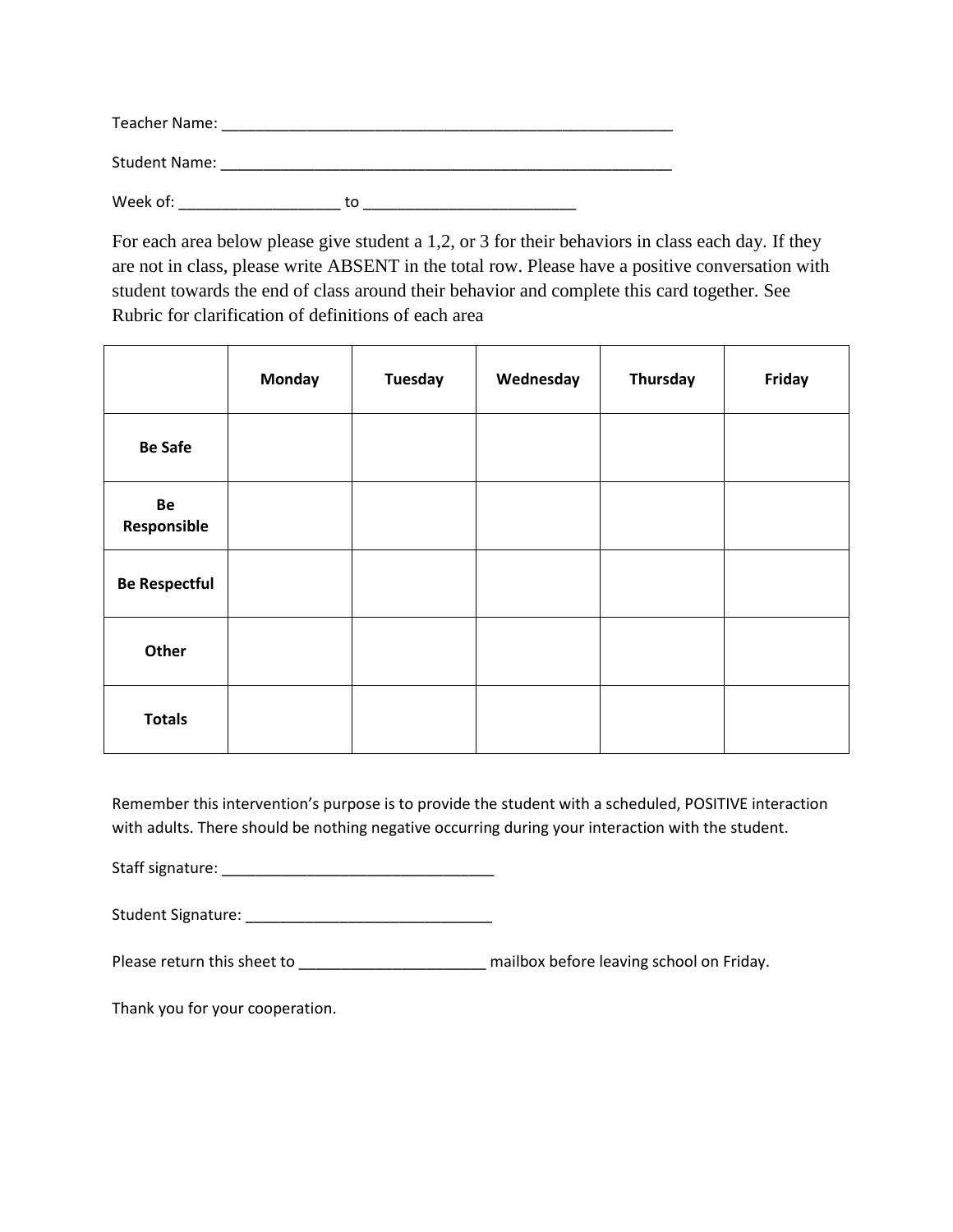Teacher Name: ________________________________________________________

Student Name: ________________________________________________________

Week of: ___________________ to _________________________

For each area below please give student a 1,2, or 3 for their behaviors in class each day. If they are not in class, please write ABSENT in the total row. Please have a positive conversation with student towards the end of class around their behavior and complete this card together. See Rubric for clarification of definitions of each area

| | **Monday** | **Tuesday** | **Wednesday** | **Thursday** | **Friday** |
|---|---|---|---|---|---|
| **Be Safe** | | | | | |
| **Be Responsible** | | | | | |
| **Be Respectful** | | | | | |
| **Other** | | | | | |
| **Totals** | | | | | |

Remember this intervention's purpose is to provide the student with a scheduled, POSITIVE interaction with adults. There should be nothing negative occurring during your interaction with the student.

Staff signature: _________________________________

Student Signature: ______________________________

Please return this sheet to ______________________ mailbox before leaving school on Friday.

Thank you for your cooperation.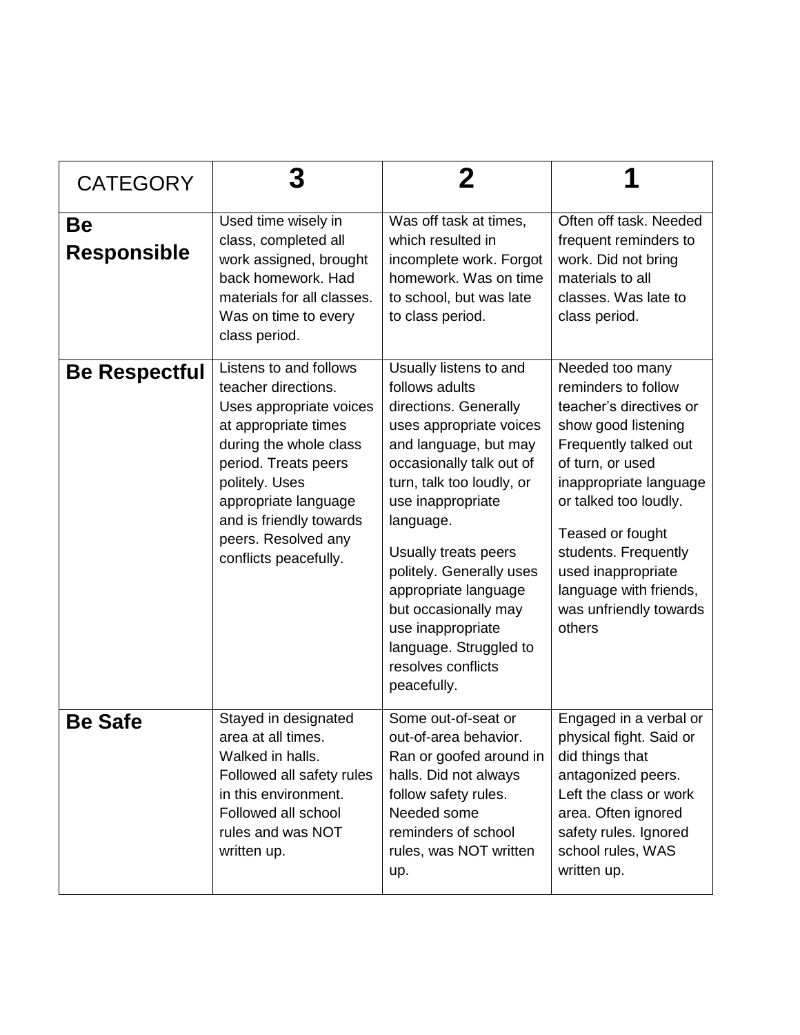| CATEGORY | 3 | 2 | 1 |
|---|---|---|---|
| **Be Responsible** | Used time wisely in class, completed all work assigned, brought back homework. Had materials for all classes. Was on time to every class period. | Was off task at times, which resulted in incomplete work. Forgot homework. Was on time to school, but was late to class period. | Often off task. Needed frequent reminders to work. Did not bring materials to all classes. Was late to class period. |
| **Be Respectful** | Listens to and follows teacher directions. Uses appropriate voices at appropriate times during the whole class period. Treats peers politely. Uses appropriate language and is friendly towards peers. Resolved any conflicts peacefully. | Usually listens to and follows adults directions. Generally uses appropriate voices and language, but may occasionally talk out of turn, talk too loudly, or use inappropriate language. Usually treats peers politely. Generally uses appropriate language but occasionally may use inappropriate language. Struggled to resolves conflicts peacefully. | Needed too many reminders to follow teacher's directives or show good listening Frequently talked out of turn, or used inappropriate language or talked too loudly. Teased or fought students. Frequently used inappropriate language with friends, was unfriendly towards others |
| **Be Safe** | Stayed in designated area at all times. Walked in halls. Followed all safety rules in this environment. Followed all school rules and was NOT written up. | Some out-of-seat or out-of-area behavior. Ran or goofed around in halls. Did not always follow safety rules. Needed some reminders of school rules, was NOT written up. | Engaged in a verbal or physical fight. Said or did things that antagonized peers. Left the class or work area. Often ignored safety rules. Ignored school rules, WAS written up. |